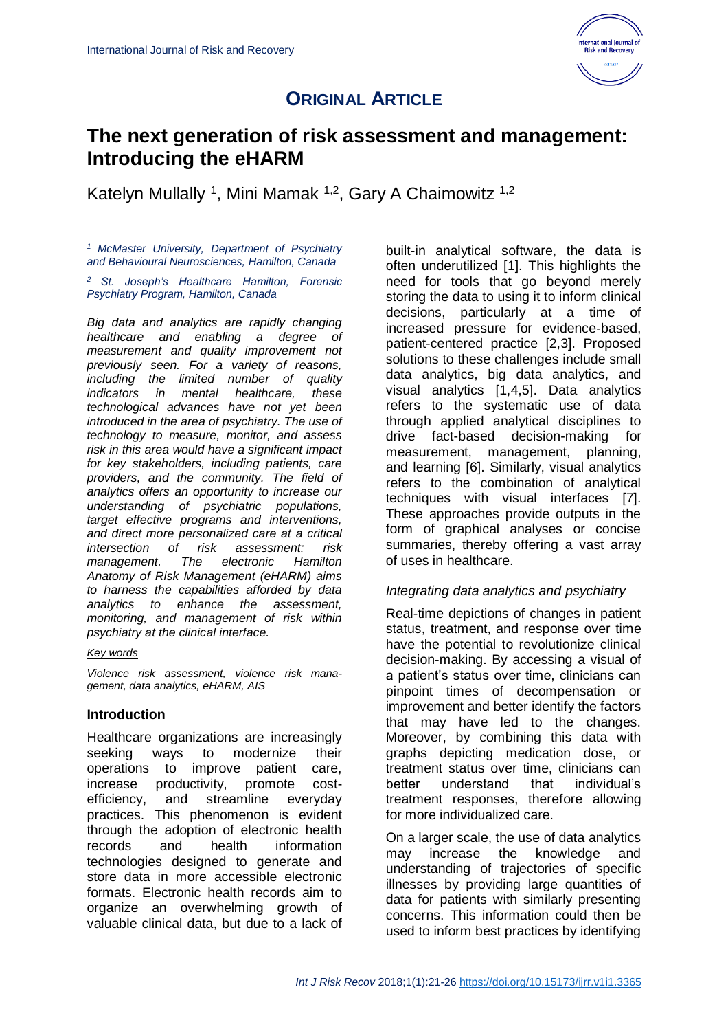**ORIGINAL ARTICLE**

# The next generation of risk assessment and management: Introducing the eHARM

Katelyn Mullally [1], Mini Mamak [1,2], Gary A Chaimowitz [1,2]

*[1] McMaster University, Department of Psychiatry and Behavioural Neurosciences, Hamilton, Canada*

*[2] St. Joseph's Healthcare Hamilton, Forensic Psychiatry Program, Hamilton, Canada*

*Big data and analytics are rapidly changing healthcare and enabling a degree of measurement and quality improvement not previously seen. For a variety of reasons, including the limited number of quality indicators in mental healthcare, these technological advances have not yet been introduced in the area of psychiatry. The use of technology to measure, monitor, and assess risk in this area would have a significant impact for key stakeholders, including patients, care providers, and the community. The field of analytics offers an opportunity to increase our understanding of psychiatric populations, target effective programs and interventions, and direct more personalized care at a critical intersection of risk assessment: risk management. The electronic Hamilton Anatomy of Risk Management (eHARM) aims to harness the capabilities afforded by data analytics to enhance the assessment, monitoring, and management of risk within psychiatry at the clinical interface.*

*Key words*

*Violence risk assessment, violence risk management, data analytics, eHARM, AIS*

## Introduction

Healthcare organizations are increasingly seeking ways to modernize their operations to improve patient care, increase productivity, promote cost-efficiency, and streamline everyday practices. This phenomenon is evident through the adoption of electronic health records and health information technologies designed to generate and store data in more accessible electronic formats. Electronic health records aim to organize an overwhelming growth of valuable clinical data, but due to a lack of built-in analytical software, the data is often underutilized [1]. This highlights the need for tools that go beyond merely storing the data to using it to inform clinical decisions, particularly at a time of increased pressure for evidence-based, patient-centered practice [2,3]. Proposed solutions to these challenges include small data analytics, big data analytics, and visual analytics [1,4,5]. Data analytics refers to the systematic use of data through applied analytical disciplines to drive fact-based decision-making for measurement, management, planning, and learning [6]. Similarly, visual analytics refers to the combination of analytical techniques with visual interfaces [7]. These approaches provide outputs in the form of graphical analyses or concise summaries, thereby offering a vast array of uses in healthcare.

### *Integrating data analytics and psychiatry*

Real-time depictions of changes in patient status, treatment, and response over time have the potential to revolutionize clinical decision-making. By accessing a visual of a patient's status over time, clinicians can pinpoint times of decompensation or improvement and better identify the factors that may have led to the changes. Moreover, by combining this data with graphs depicting medication dose, or treatment status over time, clinicians can better understand that individual's treatment responses, therefore allowing for more individualized care.

On a larger scale, the use of data analytics may increase the knowledge and understanding of trajectories of specific illnesses by providing large quantities of data for patients with similarly presenting concerns. This information could then be used to inform best practices by identifying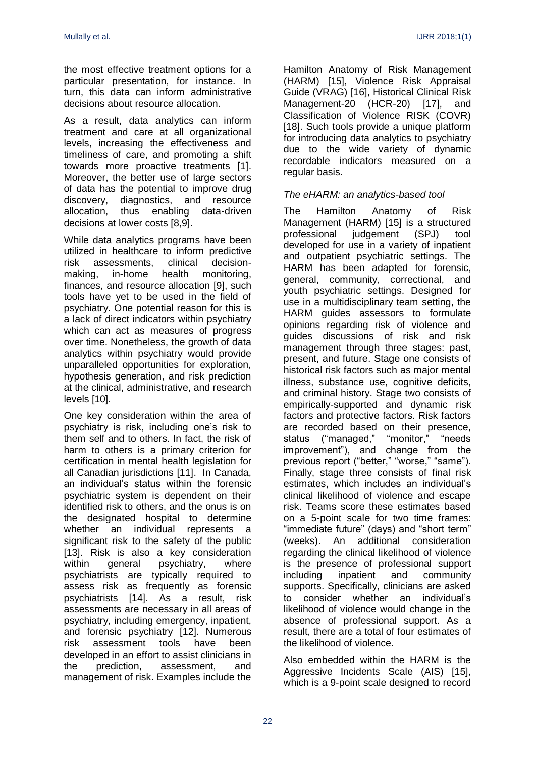the most effective treatment options for a particular presentation, for instance. In turn, this data can inform administrative decisions about resource allocation.

As a result, data analytics can inform treatment and care at all organizational levels, increasing the effectiveness and timeliness of care, and promoting a shift towards more proactive treatments [1]. Moreover, the better use of large sectors of data has the potential to improve drug discovery, diagnostics, and resource allocation, thus enabling data-driven decisions at lower costs [8,9].

While data analytics programs have been utilized in healthcare to inform predictive risk assessments, clinical decision-making, in-home health monitoring, finances, and resource allocation [9], such tools have yet to be used in the field of psychiatry. One potential reason for this is a lack of direct indicators within psychiatry which can act as measures of progress over time. Nonetheless, the growth of data analytics within psychiatry would provide unparalleled opportunities for exploration, hypothesis generation, and risk prediction at the clinical, administrative, and research levels [10].

One key consideration within the area of psychiatry is risk, including one's risk to them self and to others. In fact, the risk of harm to others is a primary criterion for certification in mental health legislation for all Canadian jurisdictions [11]. In Canada, an individual's status within the forensic psychiatric system is dependent on their identified risk to others, and the onus is on the designated hospital to determine whether an individual represents a significant risk to the safety of the public [13]. Risk is also a key consideration within general psychiatry, where psychiatrists are typically required to assess risk as frequently as forensic psychiatrists [14]. As a result, risk assessments are necessary in all areas of psychiatry, including emergency, inpatient, and forensic psychiatry [12]. Numerous risk assessment tools have been developed in an effort to assist clinicians in the prediction, assessment, and management of risk. Examples include the Hamilton Anatomy of Risk Management (HARM) [15], Violence Risk Appraisal Guide (VRAG) [16], Historical Clinical Risk Management-20 (HCR-20) [17], and Classification of Violence RISK (COVR) [18]. Such tools provide a unique platform for introducing data analytics to psychiatry due to the wide variety of dynamic recordable indicators measured on a regular basis.

### *The eHARM: an analytics-based tool*

The Hamilton Anatomy of Risk Management (HARM) [15] is a structured professional judgement (SPJ) tool developed for use in a variety of inpatient and outpatient psychiatric settings. The HARM has been adapted for forensic, general, community, correctional, and youth psychiatric settings. Designed for use in a multidisciplinary team setting, the HARM guides assessors to formulate opinions regarding risk of violence and guides discussions of risk and risk management through three stages: past, present, and future. Stage one consists of historical risk factors such as major mental illness, substance use, cognitive deficits, and criminal history. Stage two consists of empirically-supported and dynamic risk factors and protective factors. Risk factors are recorded based on their presence, status ("managed," "monitor," "needs improvement"), and change from the previous report ("better," "worse," "same"). Finally, stage three consists of final risk estimates, which includes an individual's clinical likelihood of violence and escape risk. Teams score these estimates based on a 5-point scale for two time frames: "immediate future" (days) and "short term" (weeks). An additional consideration regarding the clinical likelihood of violence is the presence of professional support including inpatient and community supports. Specifically, clinicians are asked to consider whether an individual's likelihood of violence would change in the absence of professional support. As a result, there are a total of four estimates of the likelihood of violence.

Also embedded within the HARM is the Aggressive Incidents Scale (AIS) [15], which is a 9-point scale designed to record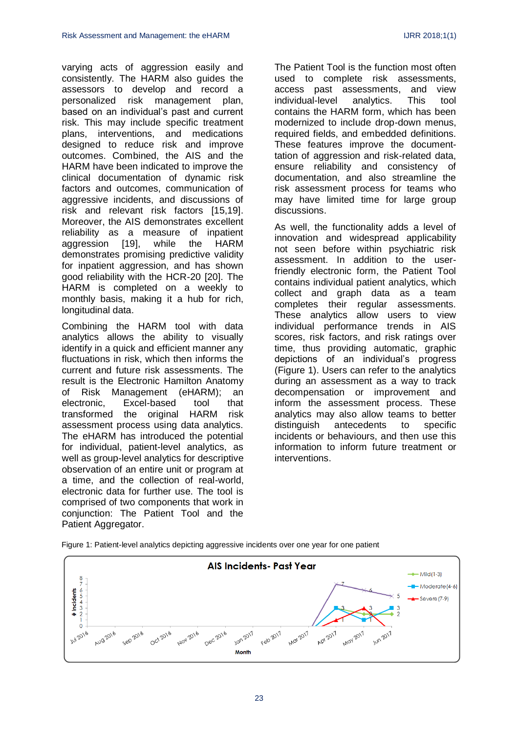varying acts of aggression easily and consistently. The HARM also guides the assessors to develop and record a personalized risk management plan, based on an individual's past and current risk. This may include specific treatment plans, interventions, and medications designed to reduce risk and improve outcomes. Combined, the AIS and the HARM have been indicated to improve the clinical documentation of dynamic risk factors and outcomes, communication of aggressive incidents, and discussions of risk and relevant risk factors [15,19]. Moreover, the AIS demonstrates excellent reliability as a measure of inpatient aggression [19], while the HARM demonstrates promising predictive validity for inpatient aggression, and has shown good reliability with the HCR-20 [20]. The HARM is completed on a weekly to monthly basis, making it a hub for rich, longitudinal data.

Combining the HARM tool with data analytics allows the ability to visually identify in a quick and efficient manner any fluctuations in risk, which then informs the current and future risk assessments. The result is the Electronic Hamilton Anatomy of Risk Management (eHARM); an electronic, Excel-based tool that transformed the original HARM risk assessment process using data analytics. The eHARM has introduced the potential for individual, patient-level analytics, as well as group-level analytics for descriptive observation of an entire unit or program at a time, and the collection of real-world, electronic data for further use. The tool is comprised of two components that work in conjunction: The Patient Tool and the Patient Aggregator.

The Patient Tool is the function most often used to complete risk assessments, access past assessments, and view individual-level analytics. This tool contains the HARM form, which has been modernized to include drop-down menus, required fields, and embedded definitions. These features improve the documentation of aggression and risk-related data, ensure reliability and consistency of documentation, and also streamline the risk assessment process for teams who may have limited time for large group discussions.

As well, the functionality adds a level of innovation and widespread applicability not seen before within psychiatric risk assessment. In addition to the user-friendly electronic form, the Patient Tool contains individual patient analytics, which collect and graph data as a team completes their regular assessments. These analytics allow users to view individual performance trends in AIS scores, risk factors, and risk ratings over time, thus providing automatic, graphic depictions of an individual's progress (Figure 1). Users can refer to the analytics during an assessment as a way to track decompensation or improvement and inform the assessment process. These analytics may also allow teams to better distinguish antecedents to specific incidents or behaviours, and then use this information to inform future treatment or interventions.

Figure 1: Patient-level analytics depicting aggressive incidents over one year for one patient

AIS Incidents- Past Year

# Incidents

8
7
6
5
4
3
2
1
0

Jul 2016
Aug 2016
Sep 2016
Oct 2016
Nov 2016
Dec 2016
Jan 2017
Feb 2017
Mar 2017
Apr 2017
May 2017
Jun 2017

Month

7
6
5
3
3
2
3
2
1
1
3
2

Mild (1-3)
Moderate (4-6)
Severe (7-9)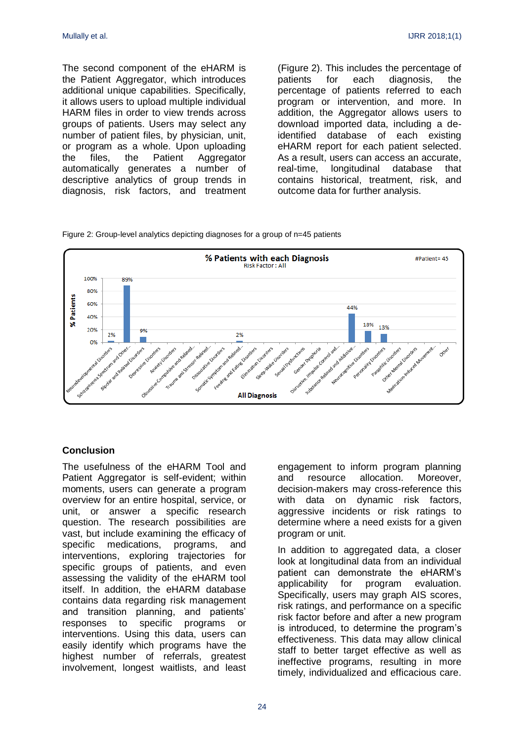The second component of the eHARM is the Patient Aggregator, which introduces additional unique capabilities. Specifically, it allows users to upload multiple individual HARM files in order to view trends across groups of patients. Users may select any number of patient files, by physician, unit, or program as a whole. Upon uploading the files, the Patient Aggregator automatically generates a number of descriptive analytics of group trends in diagnosis, risk factors, and treatment (Figure 2). This includes the percentage of patients for each diagnosis, the percentage of patients referred to each program or intervention, and more. In addition, the Aggregator allows users to download imported data, including a de-identified database of each existing eHARM report for each patient selected. As a result, users can access an accurate, real-time, longitudinal database that contains historical, treatment, risk, and outcome data for further analysis.

Figure 2: Group-level analytics depicting diagnoses for a group of n=45 patients

% Patients with each Diagnosis

Risk Factor : All

#Patient= 45

% Patients

100%
80%
60%
40%
20%
0%

2%
89%
9%
2%
44%
18%
13%

Neurodevelopmental Disorders
Schizophrenia Spectrum and Other...
Bipolar and Related Disorders
Depressive Disorders
Anxiety Disorders
Obsessive-Compulsive and Related...
Trauma and Stressor-Related...
Dissociative Disorders
Somatic Symptom and Related...
Feeding and Eating Disorders
Elimination Disorders
Sleep-Wake Disorders
Sexual Dysfunctions
Gender Dysphoria
Disruptive, Impulse-Control and...
Substance Related and Addictive...
Neurocognitive Disorders
Personality Disorders
Paraphilic Disorders
Other Mental Disorders
Medication-Induced Movement...
Other

All Diagnosis

## Conclusion

The usefulness of the eHARM Tool and Patient Aggregator is self-evident; within moments, users can generate a program overview for an entire hospital, service, or unit, or answer a specific research question. The research possibilities are vast, but include examining the efficacy of specific medications, programs, and interventions, exploring trajectories for specific groups of patients, and even assessing the validity of the eHARM tool itself. In addition, the eHARM database contains data regarding risk management and transition planning, and patients' responses to specific programs or interventions. Using this data, users can easily identify which programs have the highest number of referrals, greatest involvement, longest waitlists, and least engagement to inform program planning and resource allocation. Moreover, decision-makers may cross-reference this with data on dynamic risk factors, aggressive incidents or risk ratings to determine where a need exists for a given program or unit.

In addition to aggregated data, a closer look at longitudinal data from an individual patient can demonstrate the eHARM's applicability for program evaluation. Specifically, users may graph AIS scores, risk ratings, and performance on a specific risk factor before and after a new program is introduced, to determine the program's effectiveness. This data may allow clinical staff to better target effective as well as ineffective programs, resulting in more timely, individualized and efficacious care.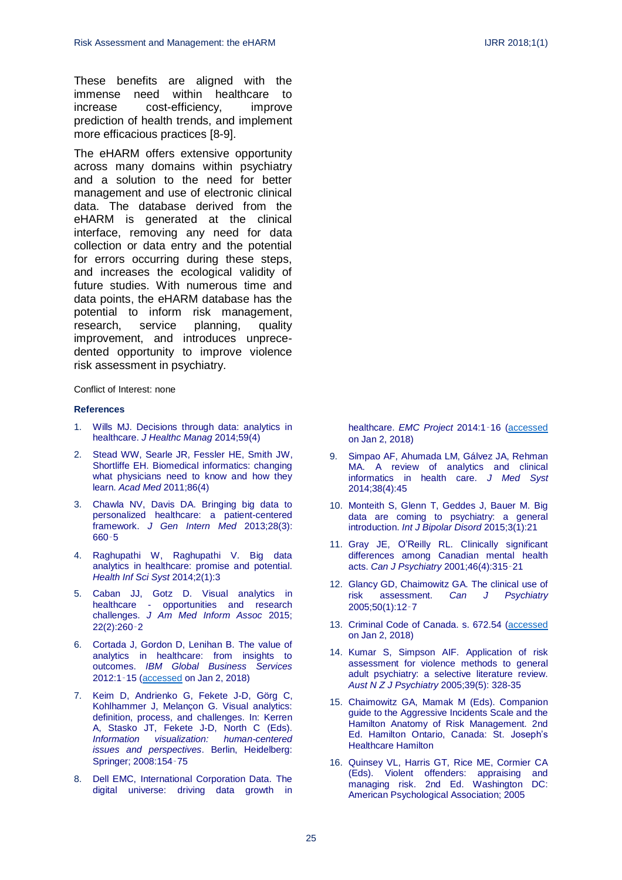These benefits are aligned with the immense need within healthcare to increase cost-efficiency, improve prediction of health trends, and implement more efficacious practices [8-9].

The eHARM offers extensive opportunity across many domains within psychiatry and a solution to the need for better management and use of electronic clinical data. The database derived from the eHARM is generated at the clinical interface, removing any need for data collection or data entry and the potential for errors occurring during these steps, and increases the ecological validity of future studies. With numerous time and data points, the eHARM database has the potential to inform risk management, research, service planning, quality improvement, and introduces unprecedented opportunity to improve violence risk assessment in psychiatry.

Conflict of Interest: none

### References

1. Wills MJ. Decisions through data: analytics in healthcare. *J Healthc Manag* 2014;59(4)
2. Stead WW, Searle JR, Fessler HE, Smith JW, Shortliffe EH. Biomedical informatics: changing what physicians need to know and how they learn. *Acad Med* 2011;86(4)
3. Chawla NV, Davis DA. Bringing big data to personalized healthcare: a patient-centered framework. *J Gen Intern Med* 2013;28(3): 660-5
4. Raghupathi W, Raghupathi V. Big data analytics in healthcare: promise and potential. *Health Inf Sci Syst* 2014;2(1):3
5. Caban JJ, Gotz D. Visual analytics in healthcare - opportunities and research challenges. *J Am Med Inform Assoc* 2015; 22(2):260-2
6. Cortada J, Gordon D, Lenihan B. The value of analytics in healthcare: from insights to outcomes. *IBM Global Business Services* 2012:1-15 (accessed on Jan 2, 2018)
7. Keim D, Andrienko G, Fekete J-D, Görg C, Kohlhammer J, Melançon G. Visual analytics: definition, process, and challenges. In: Kerren A, Stasko JT, Fekete J-D, North C (Eds). *Information visualization: human-centered issues and perspectives*. Berlin, Heidelberg: Springer; 2008:154-75
8. Dell EMC, International Corporation Data. The digital universe: driving data growth in healthcare. *EMC Project* 2014:1-16 (accessed on Jan 2, 2018)
9. Simpao AF, Ahumada LM, Gálvez JA, Rehman MA. A review of analytics and clinical informatics in health care. *J Med Syst* 2014;38(4):45
10. Monteith S, Glenn T, Geddes J, Bauer M. Big data are coming to psychiatry: a general introduction. *Int J Bipolar Disord* 2015;3(1):21
11. Gray JE, O'Reilly RL. Clinically significant differences among Canadian mental health acts. *Can J Psychiatry* 2001;46(4):315-21
12. Glancy GD, Chaimowitz GA. The clinical use of risk assessment. *Can J Psychiatry* 2005;50(1):12-7
13. Criminal Code of Canada. s. 672.54 (accessed on Jan 2, 2018)
14. Kumar S, Simpson AIF. Application of risk assessment for violence methods to general adult psychiatry: a selective literature review. *Aust N Z J Psychiatry* 2005;39(5): 328-35
15. Chaimowitz GA, Mamak M (Eds). Companion guide to the Aggressive Incidents Scale and the Hamilton Anatomy of Risk Management. 2nd Ed. Hamilton Ontario, Canada: St. Joseph's Healthcare Hamilton
16. Quinsey VL, Harris GT, Rice ME, Cormier CA (Eds). Violent offenders: appraising and managing risk. 2nd Ed. Washington DC: American Psychological Association; 2005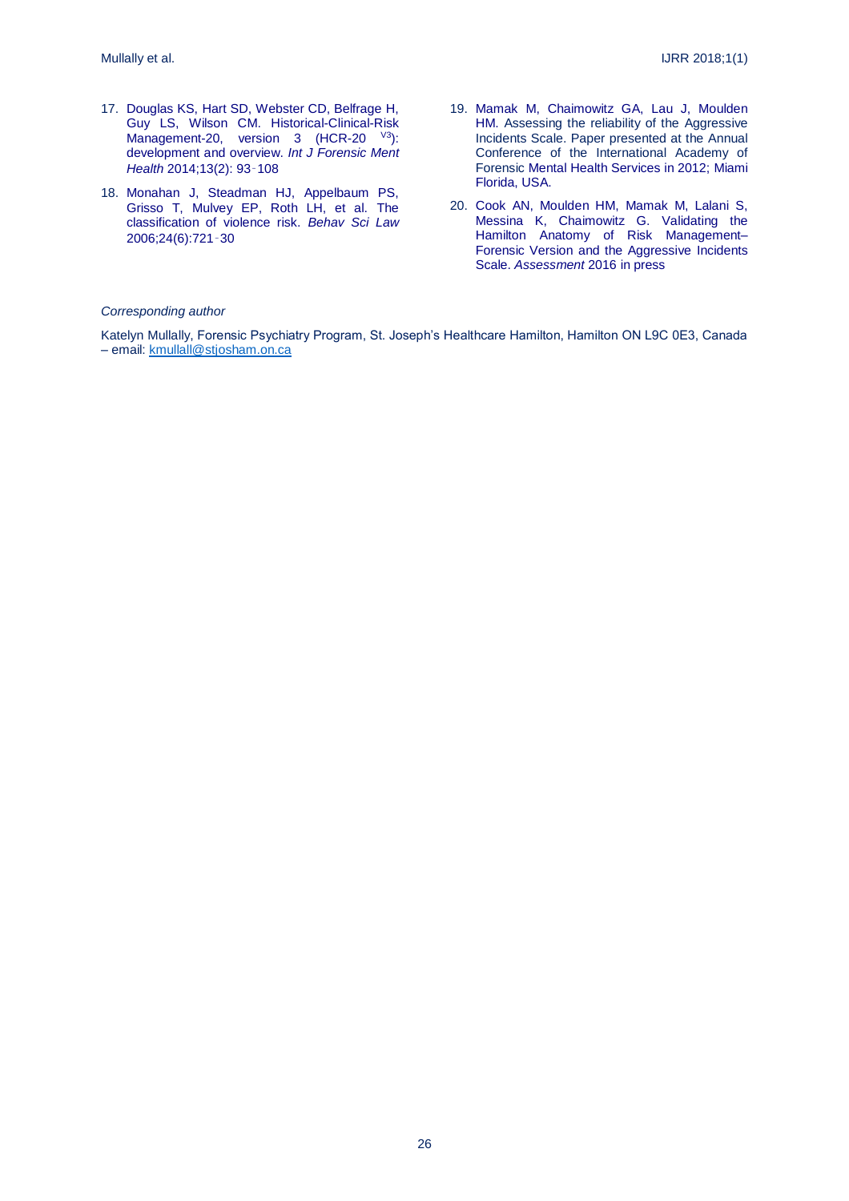17. Douglas KS, Hart SD, Webster CD, Belfrage H, Guy LS, Wilson CM. Historical-Clinical-Risk Management-20, version 3 (HCR-20 [V3]): development and overview. *Int J Forensic Ment Health* 2014;13(2): 93‐108
18. Monahan J, Steadman HJ, Appelbaum PS, Grisso T, Mulvey EP, Roth LH, et al. The classification of violence risk. *Behav Sci Law* 2006;24(6):721‐30
19. Mamak M, Chaimowitz GA, Lau J, Moulden HM. Assessing the reliability of the Aggressive Incidents Scale. Paper presented at the Annual Conference of the International Academy of Forensic Mental Health Services in 2012; Miami Florida, USA.
20. Cook AN, Moulden HM, Mamak M, Lalani S, Messina K, Chaimowitz G. Validating the Hamilton Anatomy of Risk Management–Forensic Version and the Aggressive Incidents Scale. *Assessment* 2016 in press

*Corresponding author*

Katelyn Mullally, Forensic Psychiatry Program, St. Joseph's Healthcare Hamilton, Hamilton ON L9C 0E3, Canada – email: kmullall@stjosham.on.ca